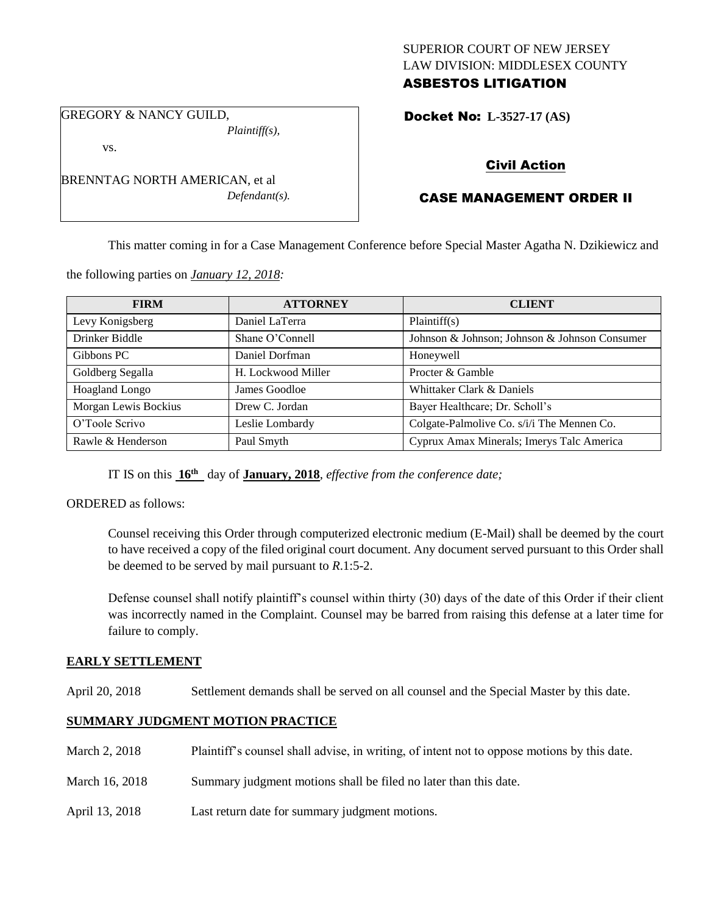SUPERIOR COURT OF NEW JERSEY
LAW DIVISION: MIDDLESEX COUNTY

**ASBESTOS LITIGATION**

GREGORY & NANCY GUILD,
*Plaintiff(s),*

vs.

BRENNTAG NORTH AMERICAN, et al
*Defendant(s).*

**Docket No: L-3527-17 (AS)**

**Civil Action**

**CASE MANAGEMENT ORDER II**

This matter coming in for a Case Management Conference before Special Master Agatha N. Dzikiewicz and the following parties on *January 12, 2018:*

| FIRM | ATTORNEY | CLIENT |
|---|---|---|
| Levy Konigsberg | Daniel LaTerra | Plaintiff(s) |
| Drinker Biddle | Shane O'Connell | Johnson & Johnson; Johnson & Johnson Consumer |
| Gibbons PC | Daniel Dorfman | Honeywell |
| Goldberg Segalla | H. Lockwood Miller | Procter & Gamble |
| Hoagland Longo | James Goodloe | Whittaker Clark & Daniels |
| Morgan Lewis Bockius | Drew C. Jordan | Bayer Healthcare; Dr. Scholl's |
| O'Toole Scrivo | Leslie Lombardy | Colgate-Palmolive Co. s/i/i The Mennen Co. |
| Rawle & Henderson | Paul Smyth | Cyprux Amax Minerals; Imerys Talc America |

IT IS on this **16th** day of **January, 2018**, *effective from the conference date;*

ORDERED as follows:

Counsel receiving this Order through computerized electronic medium (E-Mail) shall be deemed by the court to have received a copy of the filed original court document. Any document served pursuant to this Order shall be deemed to be served by mail pursuant to *R*.1:5-2.

Defense counsel shall notify plaintiff's counsel within thirty (30) days of the date of this Order if their client was incorrectly named in the Complaint. Counsel may be barred from raising this defense at a later time for failure to comply.

**EARLY SETTLEMENT**

April 20, 2018 Settlement demands shall be served on all counsel and the Special Master by this date.

**SUMMARY JUDGMENT MOTION PRACTICE**

March 2, 2018 Plaintiff's counsel shall advise, in writing, of intent not to oppose motions by this date.

March 16, 2018 Summary judgment motions shall be filed no later than this date.

April 13, 2018 Last return date for summary judgment motions.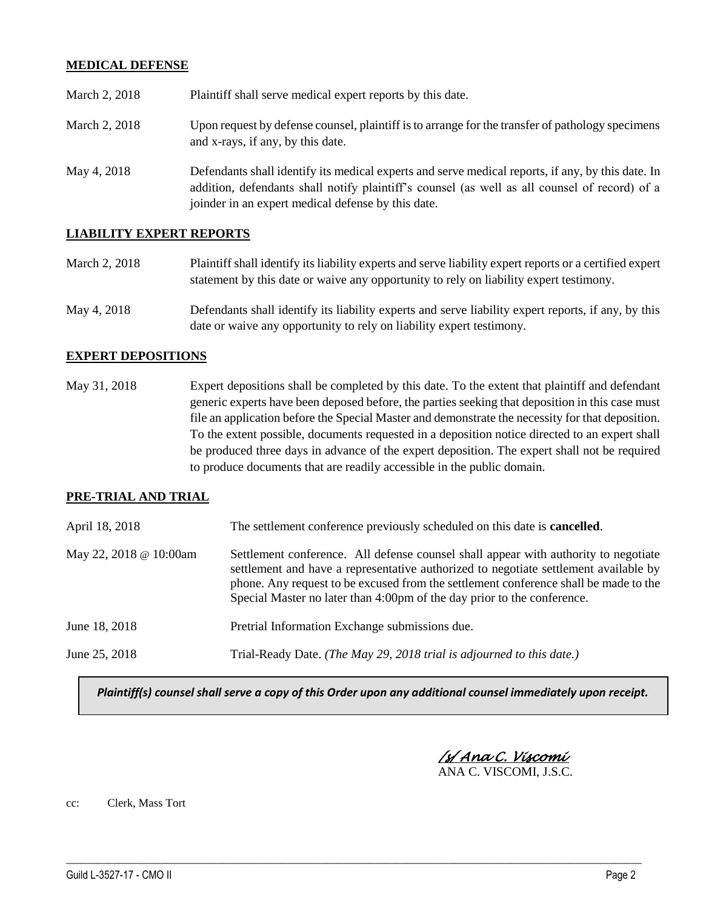## MEDICAL DEFENSE

| | |
|---|---|
| March 2, 2018 | Plaintiff shall serve medical expert reports by this date. |
| March 2, 2018 | Upon request by defense counsel, plaintiff is to arrange for the transfer of pathology specimens and x-rays, if any, by this date. |
| May 4, 2018 | Defendants shall identify its medical experts and serve medical reports, if any, by this date. In addition, defendants shall notify plaintiff's counsel (as well as all counsel of record) of a joinder in an expert medical defense by this date. |

## LIABILITY EXPERT REPORTS

| | |
|---|---|
| March 2, 2018 | Plaintiff shall identify its liability experts and serve liability expert reports or a certified expert statement by this date or waive any opportunity to rely on liability expert testimony. |
| May 4, 2018 | Defendants shall identify its liability experts and serve liability expert reports, if any, by this date or waive any opportunity to rely on liability expert testimony. |

## EXPERT DEPOSITIONS

| | |
|---|---|
| May 31, 2018 | Expert depositions shall be completed by this date. To the extent that plaintiff and defendant generic experts have been deposed before, the parties seeking that deposition in this case must file an application before the Special Master and demonstrate the necessity for that deposition. To the extent possible, documents requested in a deposition notice directed to an expert shall be produced three days in advance of the expert deposition. The expert shall not be required to produce documents that are readily accessible in the public domain. |

## PRE-TRIAL AND TRIAL

| | |
|---|---|
| April 18, 2018 | The settlement conference previously scheduled on this date is **cancelled**. |
| May 22, 2018 @ 10:00am | Settlement conference. All defense counsel shall appear with authority to negotiate settlement and have a representative authorized to negotiate settlement available by phone. Any request to be excused from the settlement conference shall be made to the Special Master no later than 4:00pm of the day prior to the conference. |
| June 18, 2018 | Pretrial Information Exchange submissions due. |
| June 25, 2018 | Trial-Ready Date. *(The May 29, 2018 trial is adjourned to this date.)* |

***Plaintiff(s) counsel shall serve a copy of this Order upon any additional counsel immediately upon receipt.***

*/s/ Ana C. Viscomi*
ANA C. VISCOMI, J.S.C.

cc: Clerk, Mass Tort